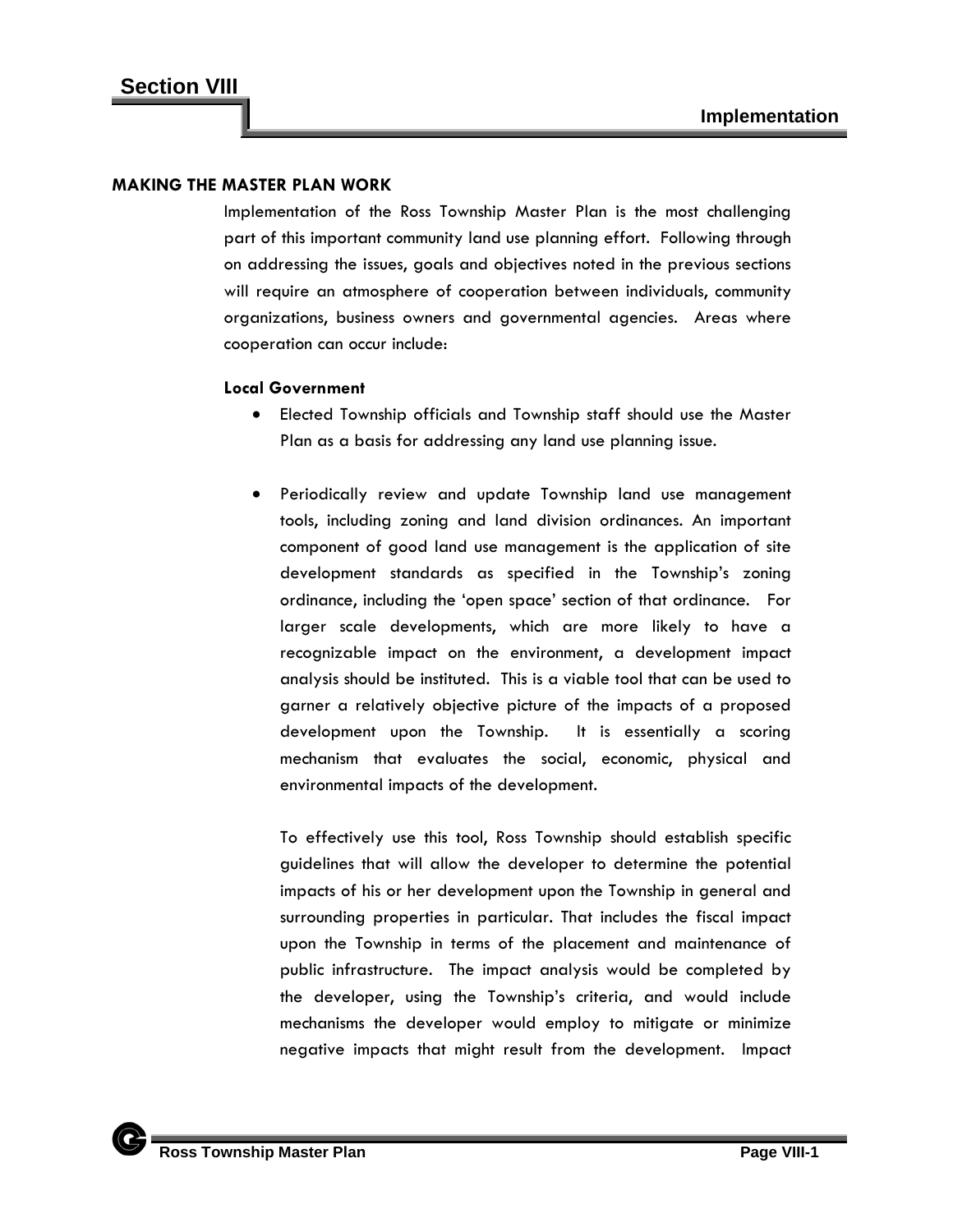# Section VIII

## Implementation

### MAKING THE MASTER PLAN WORK

Implementation of the Ross Township Master Plan is the most challenging part of this important community land use planning effort. Following through on addressing the issues, goals and objectives noted in the previous sections will require an atmosphere of cooperation between individuals, community organizations, business owners and governmental agencies. Areas where cooperation can occur include:

**Local Government**

- Elected Township officials and Township staff should use the Master Plan as a basis for addressing any land use planning issue.

- Periodically review and update Township land use management tools, including zoning and land division ordinances. An important component of good land use management is the application of site development standards as specified in the Township's zoning ordinance, including the 'open space' section of that ordinance. For larger scale developments, which are more likely to have a recognizable impact on the environment, a development impact analysis should be instituted. This is a viable tool that can be used to garner a relatively objective picture of the impacts of a proposed development upon the Township. It is essentially a scoring mechanism that evaluates the social, economic, physical and environmental impacts of the development.

  To effectively use this tool, Ross Township should establish specific guidelines that will allow the developer to determine the potential impacts of his or her development upon the Township in general and surrounding properties in particular. That includes the fiscal impact upon the Township in terms of the placement and maintenance of public infrastructure. The impact analysis would be completed by the developer, using the Township's criteria, and would include mechanisms the developer would employ to mitigate or minimize negative impacts that might result from the development. Impact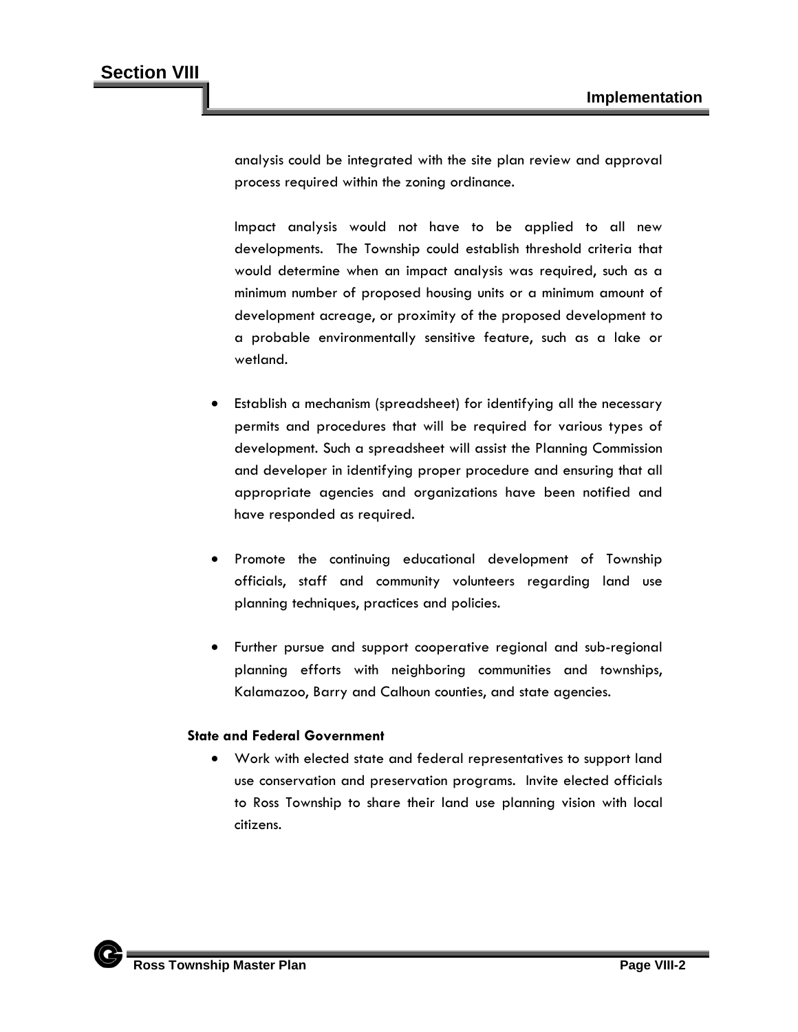analysis could be integrated with the site plan review and approval process required within the zoning ordinance.

Impact analysis would not have to be applied to all new developments. The Township could establish threshold criteria that would determine when an impact analysis was required, such as a minimum number of proposed housing units or a minimum amount of development acreage, or proximity of the proposed development to a probable environmentally sensitive feature, such as a lake or wetland.

- Establish a mechanism (spreadsheet) for identifying all the necessary permits and procedures that will be required for various types of development. Such a spreadsheet will assist the Planning Commission and developer in identifying proper procedure and ensuring that all appropriate agencies and organizations have been notified and have responded as required.

- Promote the continuing educational development of Township officials, staff and community volunteers regarding land use planning techniques, practices and policies.

- Further pursue and support cooperative regional and sub-regional planning efforts with neighboring communities and townships, Kalamazoo, Barry and Calhoun counties, and state agencies.

**State and Federal Government**

- Work with elected state and federal representatives to support land use conservation and preservation programs. Invite elected officials to Ross Township to share their land use planning vision with local citizens.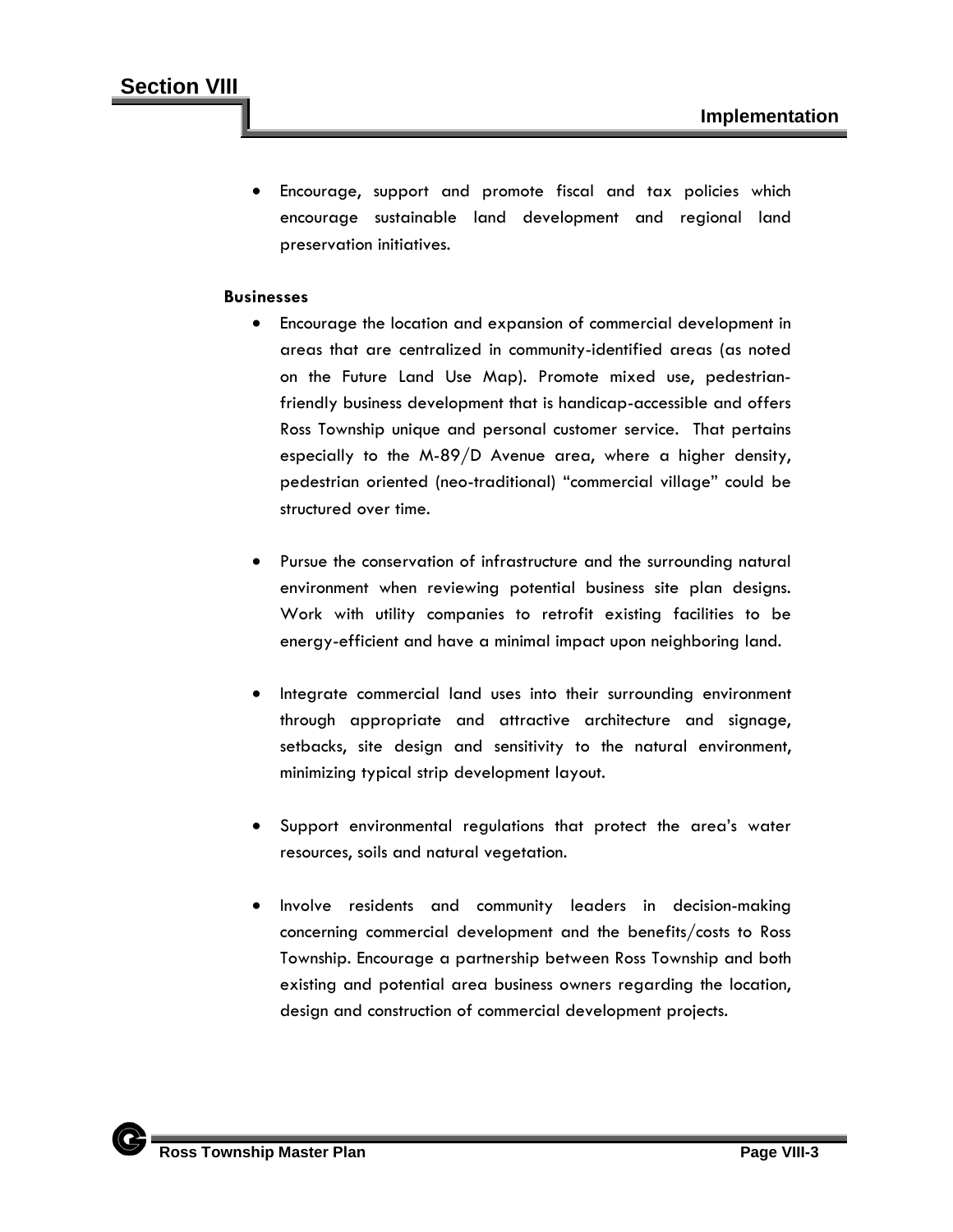- Encourage, support and promote fiscal and tax policies which encourage sustainable land development and regional land preservation initiatives.

**Businesses**

- Encourage the location and expansion of commercial development in areas that are centralized in community-identified areas (as noted on the Future Land Use Map). Promote mixed use, pedestrian-friendly business development that is handicap-accessible and offers Ross Township unique and personal customer service. That pertains especially to the M-89/D Avenue area, where a higher density, pedestrian oriented (neo-traditional) "commercial village" could be structured over time.

- Pursue the conservation of infrastructure and the surrounding natural environment when reviewing potential business site plan designs. Work with utility companies to retrofit existing facilities to be energy-efficient and have a minimal impact upon neighboring land.

- Integrate commercial land uses into their surrounding environment through appropriate and attractive architecture and signage, setbacks, site design and sensitivity to the natural environment, minimizing typical strip development layout.

- Support environmental regulations that protect the area's water resources, soils and natural vegetation.

- Involve residents and community leaders in decision-making concerning commercial development and the benefits/costs to Ross Township. Encourage a partnership between Ross Township and both existing and potential area business owners regarding the location, design and construction of commercial development projects.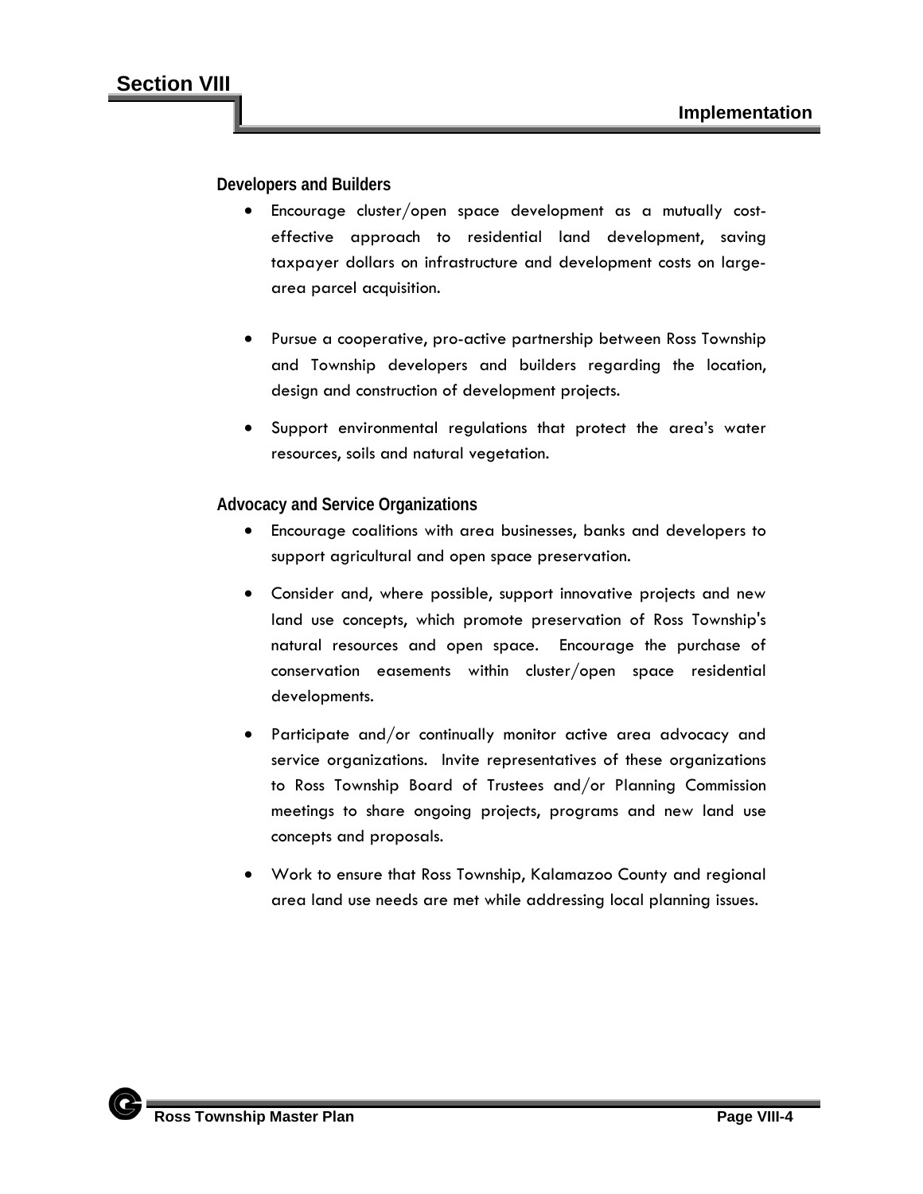### Developers and Builders

- Encourage cluster/open space development as a mutually cost-effective approach to residential land development, saving taxpayer dollars on infrastructure and development costs on large-area parcel acquisition.
- Pursue a cooperative, pro-active partnership between Ross Township and Township developers and builders regarding the location, design and construction of development projects.
- Support environmental regulations that protect the area's water resources, soils and natural vegetation.

### Advocacy and Service Organizations

- Encourage coalitions with area businesses, banks and developers to support agricultural and open space preservation.
- Consider and, where possible, support innovative projects and new land use concepts, which promote preservation of Ross Township's natural resources and open space. Encourage the purchase of conservation easements within cluster/open space residential developments.
- Participate and/or continually monitor active area advocacy and service organizations. Invite representatives of these organizations to Ross Township Board of Trustees and/or Planning Commission meetings to share ongoing projects, programs and new land use concepts and proposals.
- Work to ensure that Ross Township, Kalamazoo County and regional area land use needs are met while addressing local planning issues.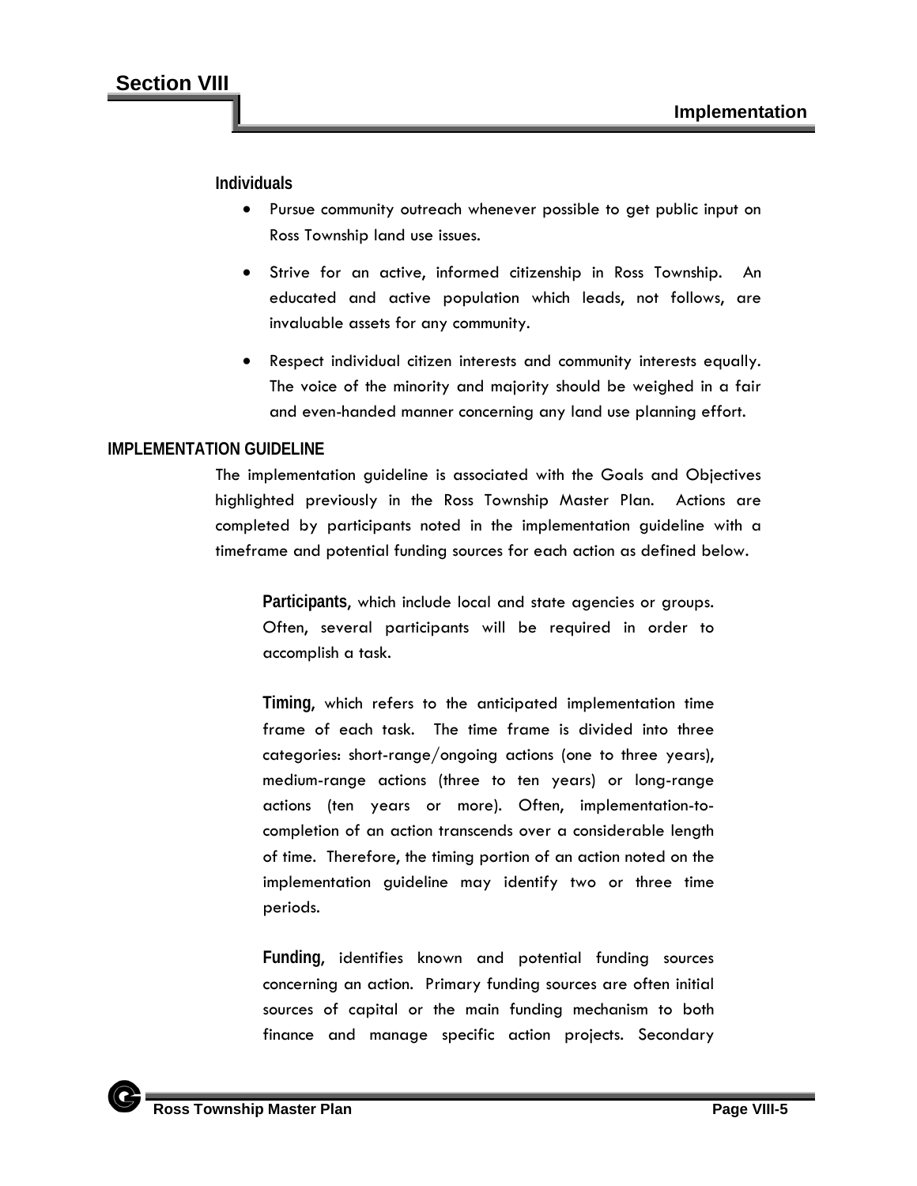#### Individuals

- Pursue community outreach whenever possible to get public input on Ross Township land use issues.
- Strive for an active, informed citizenship in Ross Township. An educated and active population which leads, not follows, are invaluable assets for any community.
- Respect individual citizen interests and community interests equally. The voice of the minority and majority should be weighed in a fair and even-handed manner concerning any land use planning effort.

### IMPLEMENTATION GUIDELINE

The implementation guideline is associated with the Goals and Objectives highlighted previously in the Ross Township Master Plan. Actions are completed by participants noted in the implementation guideline with a timeframe and potential funding sources for each action as defined below.

**Participants**, which include local and state agencies or groups. Often, several participants will be required in order to accomplish a task.

**Timing**, which refers to the anticipated implementation time frame of each task. The time frame is divided into three categories: short-range/ongoing actions (one to three years), medium-range actions (three to ten years) or long-range actions (ten years or more). Often, implementation-to-completion of an action transcends over a considerable length of time. Therefore, the timing portion of an action noted on the implementation guideline may identify two or three time periods.

**Funding**, identifies known and potential funding sources concerning an action. Primary funding sources are often initial sources of capital or the main funding mechanism to both finance and manage specific action projects. Secondary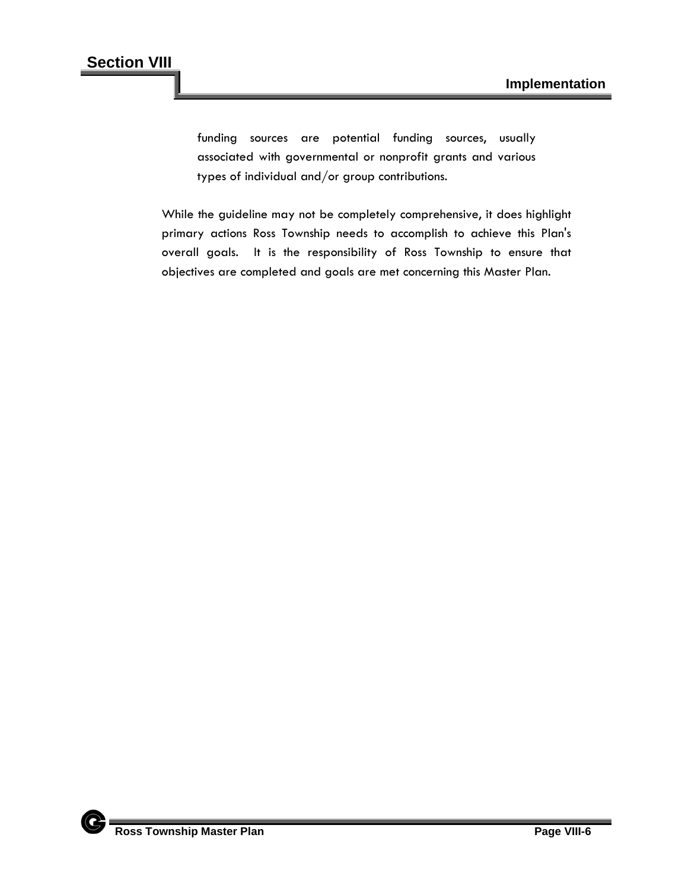funding sources are potential funding sources, usually associated with governmental or nonprofit grants and various types of individual and/or group contributions.

While the guideline may not be completely comprehensive, it does highlight primary actions Ross Township needs to accomplish to achieve this Plan's overall goals. It is the responsibility of Ross Township to ensure that objectives are completed and goals are met concerning this Master Plan.